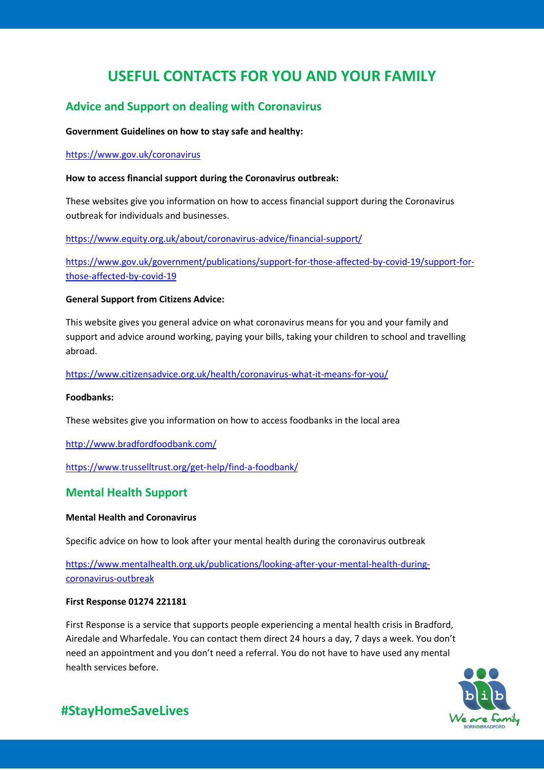# USEFUL CONTACTS FOR YOU AND YOUR FAMILY

## Advice and Support on dealing with Coronavirus

**Government Guidelines on how to stay safe and healthy:**

https://www.gov.uk/coronavirus

**How to access financial support during the Coronavirus outbreak:**

These websites give you information on how to access financial support during the Coronavirus outbreak for individuals and businesses.

https://www.equity.org.uk/about/coronavirus-advice/financial-support/

https://www.gov.uk/government/publications/support-for-those-affected-by-covid-19/support-for-those-affected-by-covid-19

**General Support from Citizens Advice:**

This website gives you general advice on what coronavirus means for you and your family and support and advice around working, paying your bills, taking your children to school and travelling abroad.

https://www.citizensadvice.org.uk/health/coronavirus-what-it-means-for-you/

**Foodbanks:**

These websites give you information on how to access foodbanks in the local area

http://www.bradfordfoodbank.com/

https://www.trusselltrust.org/get-help/find-a-foodbank/

## Mental Health Support

**Mental Health and Coronavirus**

Specific advice on how to look after your mental health during the coronavirus outbreak

https://www.mentalhealth.org.uk/publications/looking-after-your-mental-health-during-coronavirus-outbreak

**First Response 01274 221181**

First Response is a service that supports people experiencing a mental health crisis in Bradford, Airedale and Wharfedale. You can contact them direct 24 hours a day, 7 days a week. You don't need an appointment and you don't need a referral. You do not have to have used any mental health services before.

**#StayHomeSaveLives**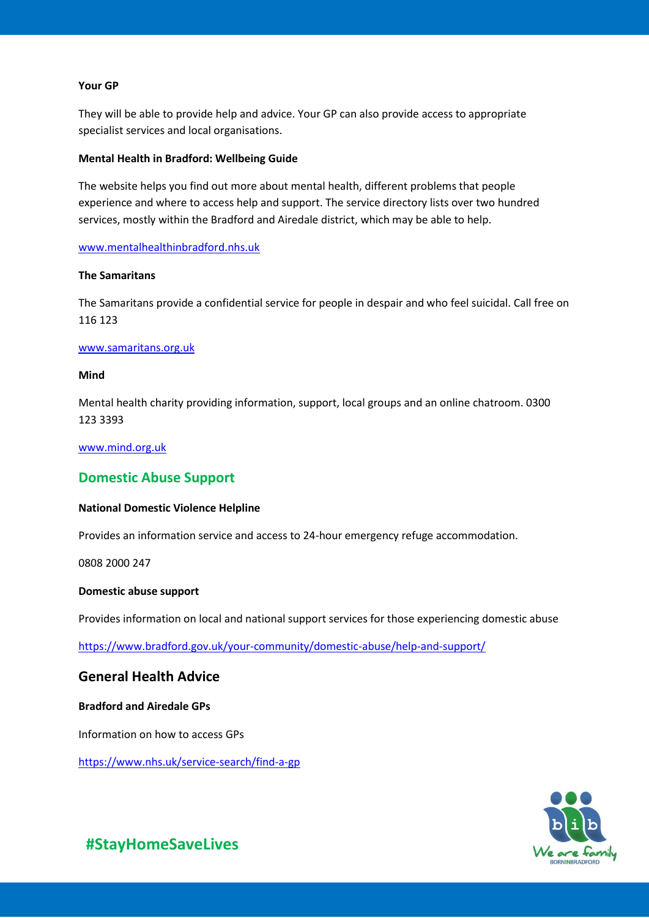**Your GP**

They will be able to provide help and advice. Your GP can also provide access to appropriate specialist services and local organisations.

**Mental Health in Bradford: Wellbeing Guide**

The website helps you find out more about mental health, different problems that people experience and where to access help and support. The service directory lists over two hundred services, mostly within the Bradford and Airedale district, which may be able to help.

www.mentalhealthinbradford.nhs.uk

**The Samaritans**

The Samaritans provide a confidential service for people in despair and who feel suicidal. Call free on 116 123

www.samaritans.org.uk

**Mind**

Mental health charity providing information, support, local groups and an online chatroom. 0300 123 3393

www.mind.org.uk

## Domestic Abuse Support

**National Domestic Violence Helpline**

Provides an information service and access to 24-hour emergency refuge accommodation.

0808 2000 247

**Domestic abuse support**

Provides information on local and national support services for those experiencing domestic abuse

https://www.bradford.gov.uk/your-community/domestic-abuse/help-and-support/

## General Health Advice

**Bradford and Airedale GPs**

Information on how to access GPs

https://www.nhs.uk/service-search/find-a-gp

#StayHomeSaveLives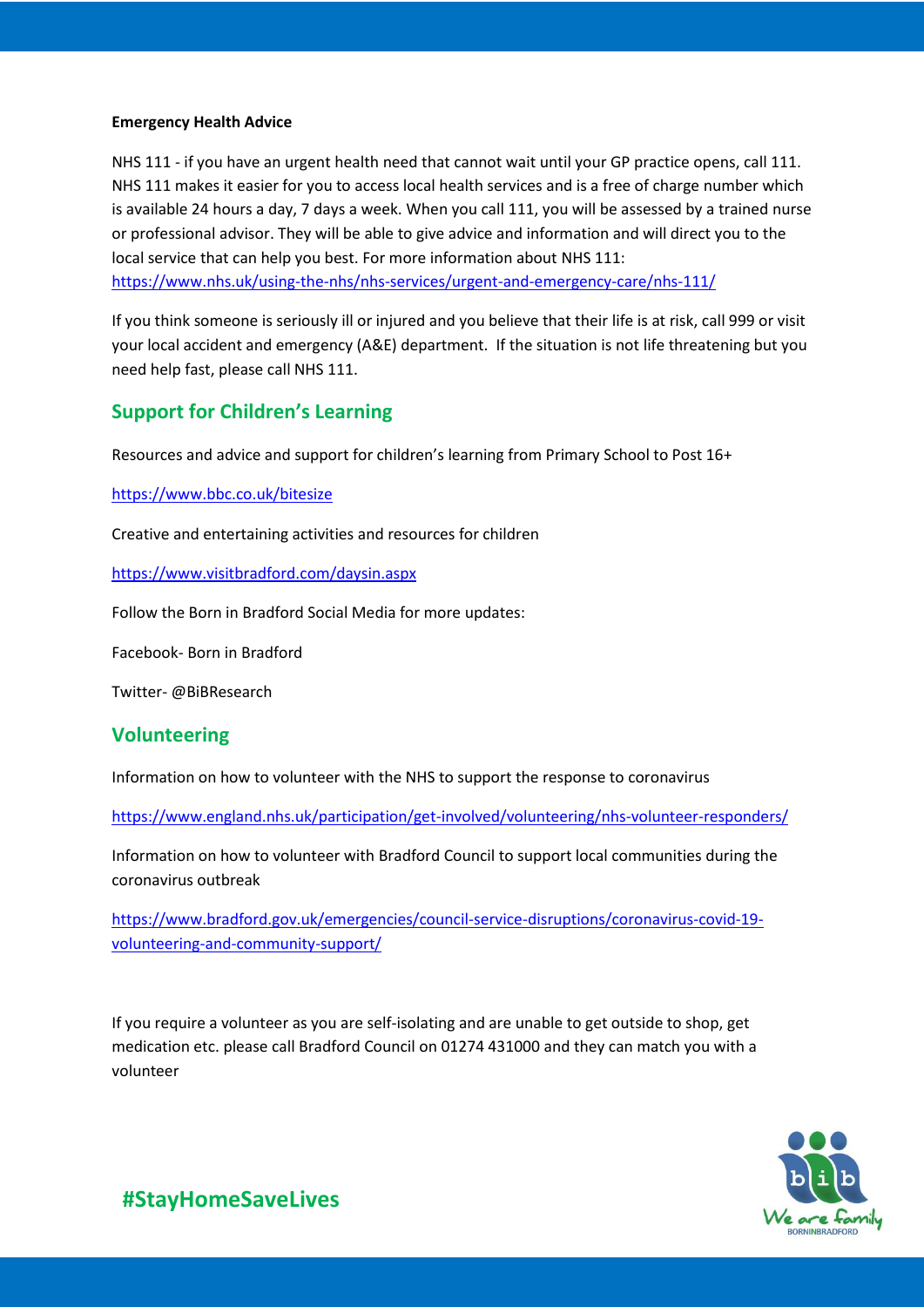**Emergency Health Advice**

NHS 111 - if you have an urgent health need that cannot wait until your GP practice opens, call 111. NHS 111 makes it easier for you to access local health services and is a free of charge number which is available 24 hours a day, 7 days a week. When you call 111, you will be assessed by a trained nurse or professional advisor. They will be able to give advice and information and will direct you to the local service that can help you best. For more information about NHS 111: https://www.nhs.uk/using-the-nhs/nhs-services/urgent-and-emergency-care/nhs-111/

If you think someone is seriously ill or injured and you believe that their life is at risk, call 999 or visit your local accident and emergency (A&E) department. If the situation is not life threatening but you need help fast, please call NHS 111.

## Support for Children's Learning

Resources and advice and support for children's learning from Primary School to Post 16+

https://www.bbc.co.uk/bitesize

Creative and entertaining activities and resources for children

https://www.visitbradford.com/daysin.aspx

Follow the Born in Bradford Social Media for more updates:

Facebook- Born in Bradford

Twitter- @BiBResearch

## Volunteering

Information on how to volunteer with the NHS to support the response to coronavirus

https://www.england.nhs.uk/participation/get-involved/volunteering/nhs-volunteer-responders/

Information on how to volunteer with Bradford Council to support local communities during the coronavirus outbreak

https://www.bradford.gov.uk/emergencies/council-service-disruptions/coronavirus-covid-19-volunteering-and-community-support/

If you require a volunteer as you are self-isolating and are unable to get outside to shop, get medication etc. please call Bradford Council on 01274 431000 and they can match you with a volunteer

**#StayHomeSaveLives**